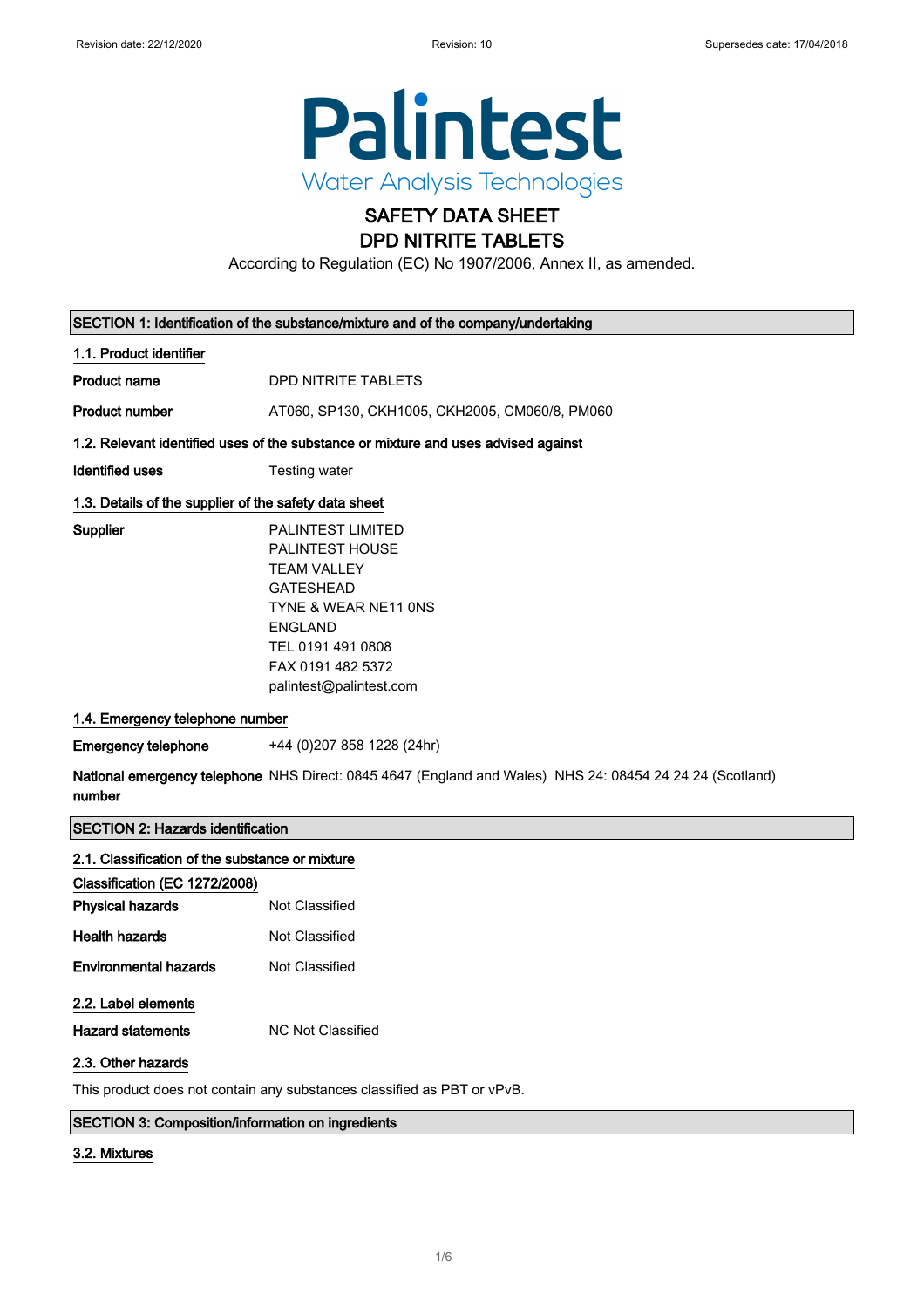Revision date: 22/12/2020 Revision: 10 Supersedes date: 17/04/2018

Palintest
Water Analysis Technologies

# SAFETY DATA SHEET
# DPD NITRITE TABLETS

According to Regulation (EC) No 1907/2006, Annex II, as amended.

## SECTION 1: Identification of the substance/mixture and of the company/undertaking

### 1.1. Product identifier

| | |
|---|---|
| **Product name** | DPD NITRITE TABLETS |
| **Product number** | AT060, SP130, CKH1005, CKH2005, CM060/8, PM060 |

### 1.2. Relevant identified uses of the substance or mixture and uses advised against

| | |
|---|---|
| **Identified uses** | Testing water |

### 1.3. Details of the supplier of the safety data sheet

**Supplier**

PALINTEST LIMITED
PALINTEST HOUSE
TEAM VALLEY
GATESHEAD
TYNE & WEAR NE11 0NS
ENGLAND
TEL 0191 491 0808
FAX 0191 482 5372
palintest@palintest.com

### 1.4. Emergency telephone number

| | |
|---|---|
| **Emergency telephone** | +44 (0)207 858 1228 (24hr) |
| **National emergency telephone number** | NHS Direct: 0845 4647 (England and Wales) NHS 24: 08454 24 24 24 (Scotland) |

## SECTION 2: Hazards identification

### 2.1. Classification of the substance or mixture

**Classification (EC 1272/2008)**

| | |
|---|---|
| **Physical hazards** | Not Classified |
| **Health hazards** | Not Classified |
| **Environmental hazards** | Not Classified |

### 2.2. Label elements

| | |
|---|---|
| **Hazard statements** | NC Not Classified |

### 2.3. Other hazards

This product does not contain any substances classified as PBT or vPvB.

## SECTION 3: Composition/information on ingredients

### 3.2. Mixtures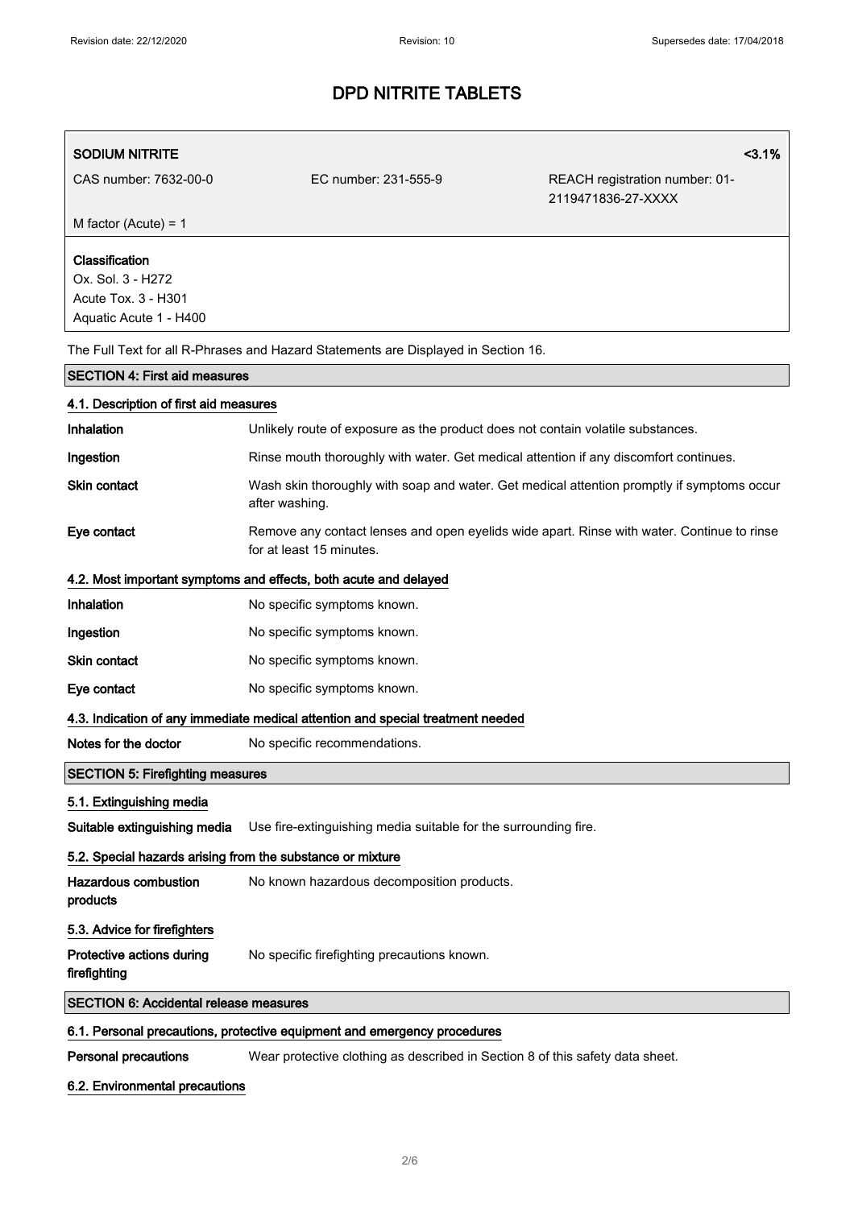| SODIUM NITRITE | | <3.1% |
|---|---|---|
| CAS number: 7632-00-0 | EC number: 231-555-9 | REACH registration number: 01-2119471836-27-XXXX |
| M factor (Acute) = 1 | | |

**Classification**
Ox. Sol. 3 - H272
Acute Tox. 3 - H301
Aquatic Acute 1 - H400

The Full Text for all R-Phrases and Hazard Statements are Displayed in Section 16.

## SECTION 4: First aid measures

### 4.1. Description of first aid measures

| | |
|---|---|
| **Inhalation** | Unlikely route of exposure as the product does not contain volatile substances. |
| **Ingestion** | Rinse mouth thoroughly with water. Get medical attention if any discomfort continues. |
| **Skin contact** | Wash skin thoroughly with soap and water. Get medical attention promptly if symptoms occur after washing. |
| **Eye contact** | Remove any contact lenses and open eyelids wide apart. Rinse with water. Continue to rinse for at least 15 minutes. |

### 4.2. Most important symptoms and effects, both acute and delayed

| | |
|---|---|
| **Inhalation** | No specific symptoms known. |
| **Ingestion** | No specific symptoms known. |
| **Skin contact** | No specific symptoms known. |
| **Eye contact** | No specific symptoms known. |

### 4.3. Indication of any immediate medical attention and special treatment needed

| | |
|---|---|
| **Notes for the doctor** | No specific recommendations. |

## SECTION 5: Firefighting measures

### 5.1. Extinguishing media

| | |
|---|---|
| **Suitable extinguishing media** | Use fire-extinguishing media suitable for the surrounding fire. |

### 5.2. Special hazards arising from the substance or mixture

| | |
|---|---|
| **Hazardous combustion products** | No known hazardous decomposition products. |

### 5.3. Advice for firefighters

| | |
|---|---|
| **Protective actions during firefighting** | No specific firefighting precautions known. |

## SECTION 6: Accidental release measures

### 6.1. Personal precautions, protective equipment and emergency procedures

| | |
|---|---|
| **Personal precautions** | Wear protective clothing as described in Section 8 of this safety data sheet. |

### 6.2. Environmental precautions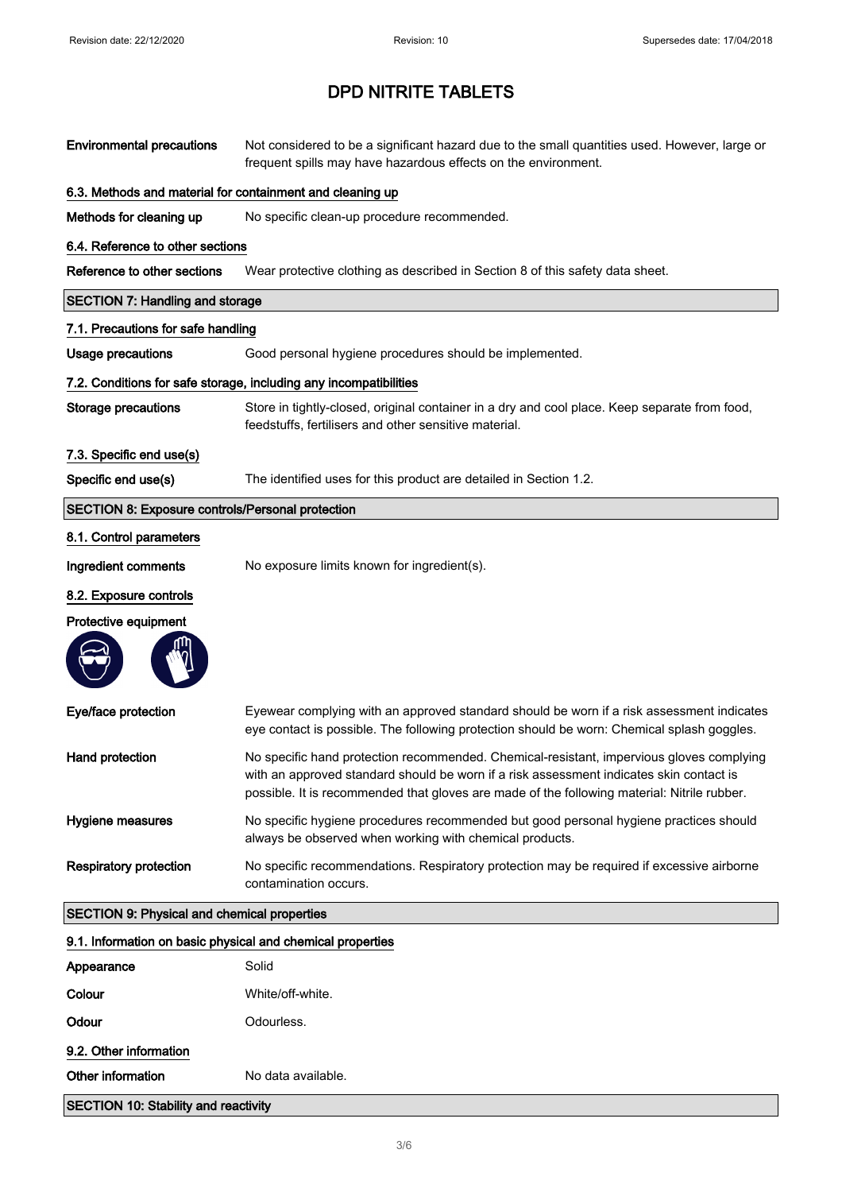# DPD NITRITE TABLETS

**Environmental precautions** Not considered to be a significant hazard due to the small quantities used. However, large or frequent spills may have hazardous effects on the environment.

### 6.3. Methods and material for containment and cleaning up

**Methods for cleaning up** No specific clean-up procedure recommended.

### 6.4. Reference to other sections

**Reference to other sections** Wear protective clothing as described in Section 8 of this safety data sheet.

## SECTION 7: Handling and storage

### 7.1. Precautions for safe handling

**Usage precautions** Good personal hygiene procedures should be implemented.

### 7.2. Conditions for safe storage, including any incompatibilities

**Storage precautions** Store in tightly-closed, original container in a dry and cool place. Keep separate from food, feedstuffs, fertilisers and other sensitive material.

### 7.3. Specific end use(s)

**Specific end use(s)** The identified uses for this product are detailed in Section 1.2.

## SECTION 8: Exposure controls/Personal protection

### 8.1. Control parameters

**Ingredient comments** No exposure limits known for ingredient(s).

### 8.2. Exposure controls

**Protective equipment**

**Eye/face protection** Eyewear complying with an approved standard should be worn if a risk assessment indicates eye contact is possible. The following protection should be worn: Chemical splash goggles.

**Hand protection** No specific hand protection recommended. Chemical-resistant, impervious gloves complying with an approved standard should be worn if a risk assessment indicates skin contact is possible. It is recommended that gloves are made of the following material: Nitrile rubber.

**Hygiene measures** No specific hygiene procedures recommended but good personal hygiene practices should always be observed when working with chemical products.

**Respiratory protection** No specific recommendations. Respiratory protection may be required if excessive airborne contamination occurs.

## SECTION 9: Physical and chemical properties

### 9.1. Information on basic physical and chemical properties

**Appearance** Solid

**Colour** White/off-white.

**Odour** Odourless.

### 9.2. Other information

**Other information** No data available.

## SECTION 10: Stability and reactivity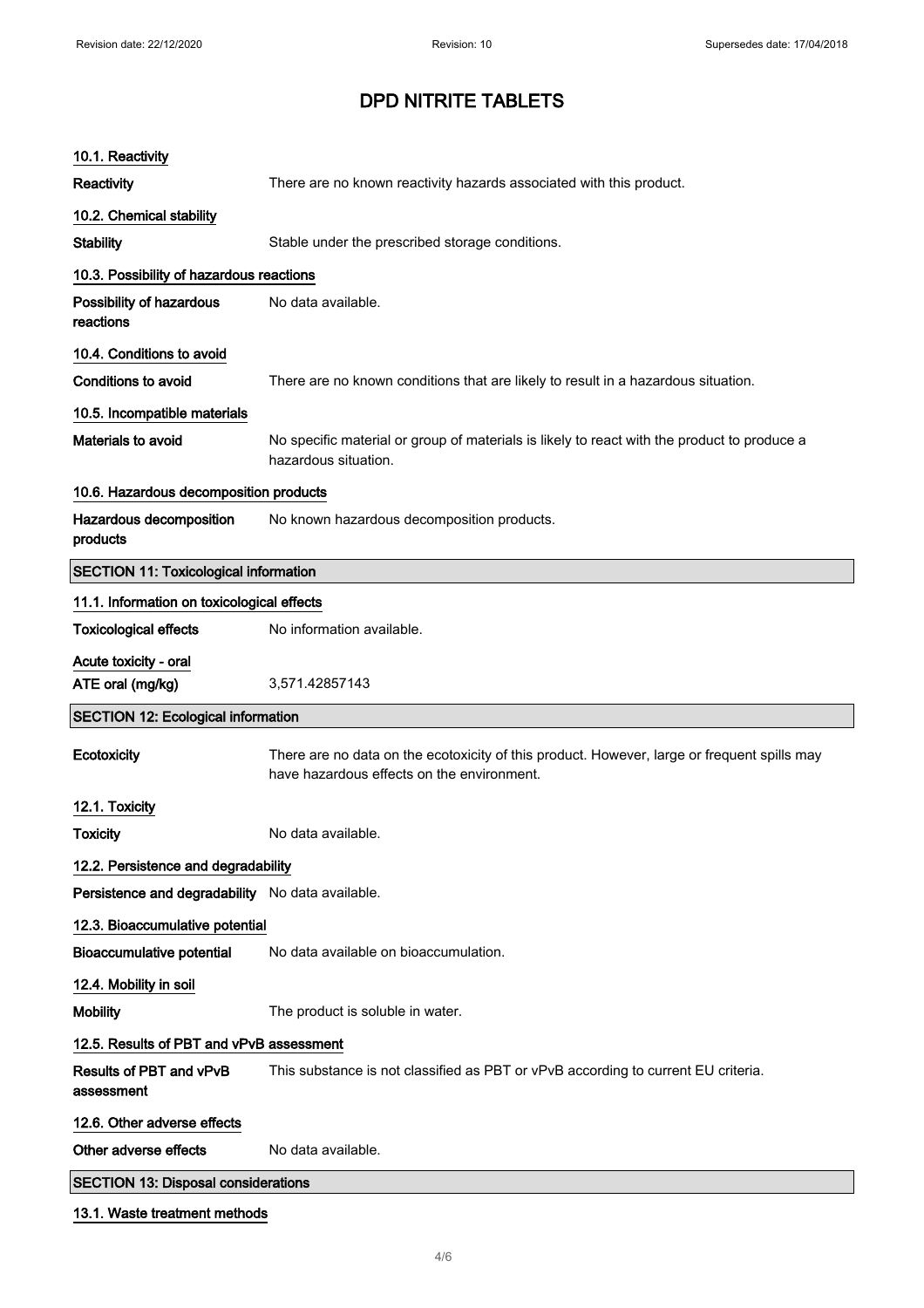# DPD NITRITE TABLETS

### 10.1. Reactivity

**Reactivity** There are no known reactivity hazards associated with this product.

### 10.2. Chemical stability

**Stability** Stable under the prescribed storage conditions.

### 10.3. Possibility of hazardous reactions

**Possibility of hazardous reactions** No data available.

### 10.4. Conditions to avoid

**Conditions to avoid** There are no known conditions that are likely to result in a hazardous situation.

### 10.5. Incompatible materials

**Materials to avoid** No specific material or group of materials is likely to react with the product to produce a hazardous situation.

### 10.6. Hazardous decomposition products

**Hazardous decomposition products** No known hazardous decomposition products.

## SECTION 11: Toxicological information

### 11.1. Information on toxicological effects

**Toxicological effects** No information available.

**Acute toxicity - oral**

**ATE oral (mg/kg)** 3,571.42857143

## SECTION 12: Ecological information

**Ecotoxicity** There are no data on the ecotoxicity of this product. However, large or frequent spills may have hazardous effects on the environment.

### 12.1. Toxicity

**Toxicity** No data available.

### 12.2. Persistence and degradability

**Persistence and degradability** No data available.

### 12.3. Bioaccumulative potential

**Bioaccumulative potential** No data available on bioaccumulation.

### 12.4. Mobility in soil

**Mobility** The product is soluble in water.

### 12.5. Results of PBT and vPvB assessment

**Results of PBT and vPvB assessment** This substance is not classified as PBT or vPvB according to current EU criteria.

### 12.6. Other adverse effects

**Other adverse effects** No data available.

## SECTION 13: Disposal considerations

### 13.1. Waste treatment methods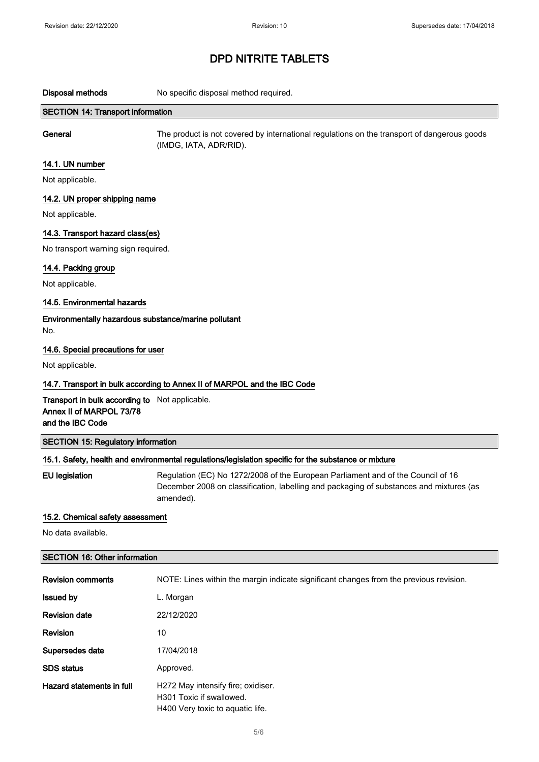# DPD NITRITE TABLETS

| | |
|---|---|
| **Disposal methods** | No specific disposal method required. |

## SECTION 14: Transport information

| | |
|---|---|
| **General** | The product is not covered by international regulations on the transport of dangerous goods (IMDG, IATA, ADR/RID). |

### 14.1. UN number

Not applicable.

### 14.2. UN proper shipping name

Not applicable.

### 14.3. Transport hazard class(es)

No transport warning sign required.

### 14.4. Packing group

Not applicable.

### 14.5. Environmental hazards

**Environmentally hazardous substance/marine pollutant**

No.

### 14.6. Special precautions for user

Not applicable.

### 14.7. Transport in bulk according to Annex II of MARPOL and the IBC Code

| | |
|---|---|
| **Transport in bulk according to Annex II of MARPOL 73/78 and the IBC Code** | Not applicable. |

## SECTION 15: Regulatory information

### 15.1. Safety, health and environmental regulations/legislation specific for the substance or mixture

| | |
|---|---|
| **EU legislation** | Regulation (EC) No 1272/2008 of the European Parliament and of the Council of 16 December 2008 on classification, labelling and packaging of substances and mixtures (as amended). |

### 15.2. Chemical safety assessment

No data available.

## SECTION 16: Other information

| | |
|---|---|
| **Revision comments** | NOTE: Lines within the margin indicate significant changes from the previous revision. |
| **Issued by** | L. Morgan |
| **Revision date** | 22/12/2020 |
| **Revision** | 10 |
| **Supersedes date** | 17/04/2018 |
| **SDS status** | Approved. |
| **Hazard statements in full** | H272 May intensify fire; oxidiser.<br>H301 Toxic if swallowed.<br>H400 Very toxic to aquatic life. |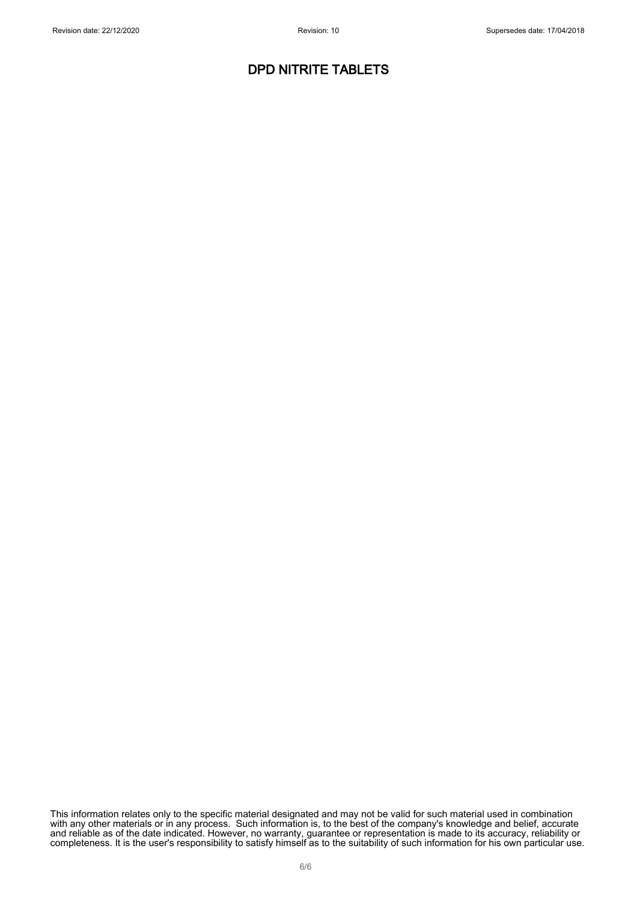This information relates only to the specific material designated and may not be valid for such material used in combination with any other materials or in any process. Such information is, to the best of the company's knowledge and belief, accurate and reliable as of the date indicated. However, no warranty, guarantee or representation is made to its accuracy, reliability or completeness. It is the user's responsibility to satisfy himself as to the suitability of such information for his own particular use.